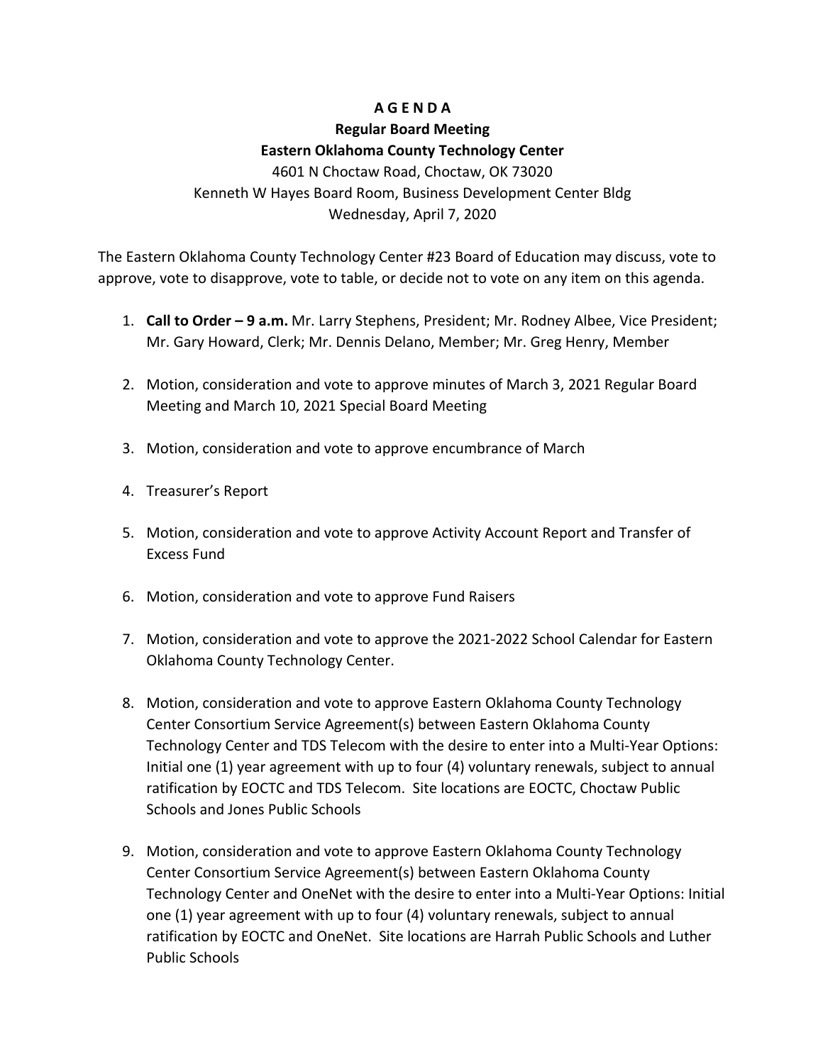**A G E N D A**

**Regular Board Meeting**

**Eastern Oklahoma County Technology Center**

4601 N Choctaw Road, Choctaw, OK 73020

Kenneth W Hayes Board Room, Business Development Center Bldg

Wednesday, April 7, 2020

The Eastern Oklahoma County Technology Center #23 Board of Education may discuss, vote to approve, vote to disapprove, vote to table, or decide not to vote on any item on this agenda.

1. **Call to Order – 9 a.m.** Mr. Larry Stephens, President; Mr. Rodney Albee, Vice President; Mr. Gary Howard, Clerk; Mr. Dennis Delano, Member; Mr. Greg Henry, Member

2. Motion, consideration and vote to approve minutes of March 3, 2021 Regular Board Meeting and March 10, 2021 Special Board Meeting

3. Motion, consideration and vote to approve encumbrance of March

4. Treasurer's Report

5. Motion, consideration and vote to approve Activity Account Report and Transfer of Excess Fund

6. Motion, consideration and vote to approve Fund Raisers

7. Motion, consideration and vote to approve the 2021-2022 School Calendar for Eastern Oklahoma County Technology Center.

8. Motion, consideration and vote to approve Eastern Oklahoma County Technology Center Consortium Service Agreement(s) between Eastern Oklahoma County Technology Center and TDS Telecom with the desire to enter into a Multi-Year Options: Initial one (1) year agreement with up to four (4) voluntary renewals, subject to annual ratification by EOCTC and TDS Telecom. Site locations are EOCTC, Choctaw Public Schools and Jones Public Schools

9. Motion, consideration and vote to approve Eastern Oklahoma County Technology Center Consortium Service Agreement(s) between Eastern Oklahoma County Technology Center and OneNet with the desire to enter into a Multi-Year Options: Initial one (1) year agreement with up to four (4) voluntary renewals, subject to annual ratification by EOCTC and OneNet. Site locations are Harrah Public Schools and Luther Public Schools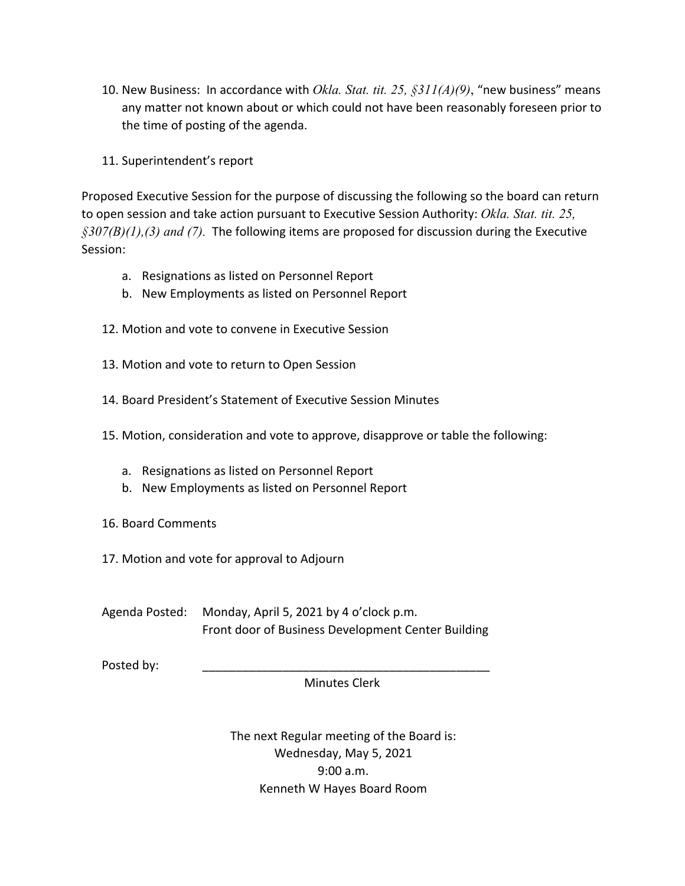10. New Business: In accordance with *Okla. Stat. tit. 25, §311(A)(9)*, "new business" means any matter not known about or which could not have been reasonably foreseen prior to the time of posting of the agenda.

11. Superintendent's report

Proposed Executive Session for the purpose of discussing the following so the board can return to open session and take action pursuant to Executive Session Authority: *Okla. Stat. tit. 25, §307(B)(1),(3) and (7).* The following items are proposed for discussion during the Executive Session:

   a. Resignations as listed on Personnel Report
   b. New Employments as listed on Personnel Report

12. Motion and vote to convene in Executive Session

13. Motion and vote to return to Open Session

14. Board President's Statement of Executive Session Minutes

15. Motion, consideration and vote to approve, disapprove or table the following:

    a. Resignations as listed on Personnel Report
    b. New Employments as listed on Personnel Report

16. Board Comments

17. Motion and vote for approval to Adjourn

Agenda Posted: Monday, April 5, 2021 by 4 o'clock p.m.
Front door of Business Development Center Building

Posted by: ____________________________________________
Minutes Clerk

The next Regular meeting of the Board is:
Wednesday, May 5, 2021
9:00 a.m.
Kenneth W Hayes Board Room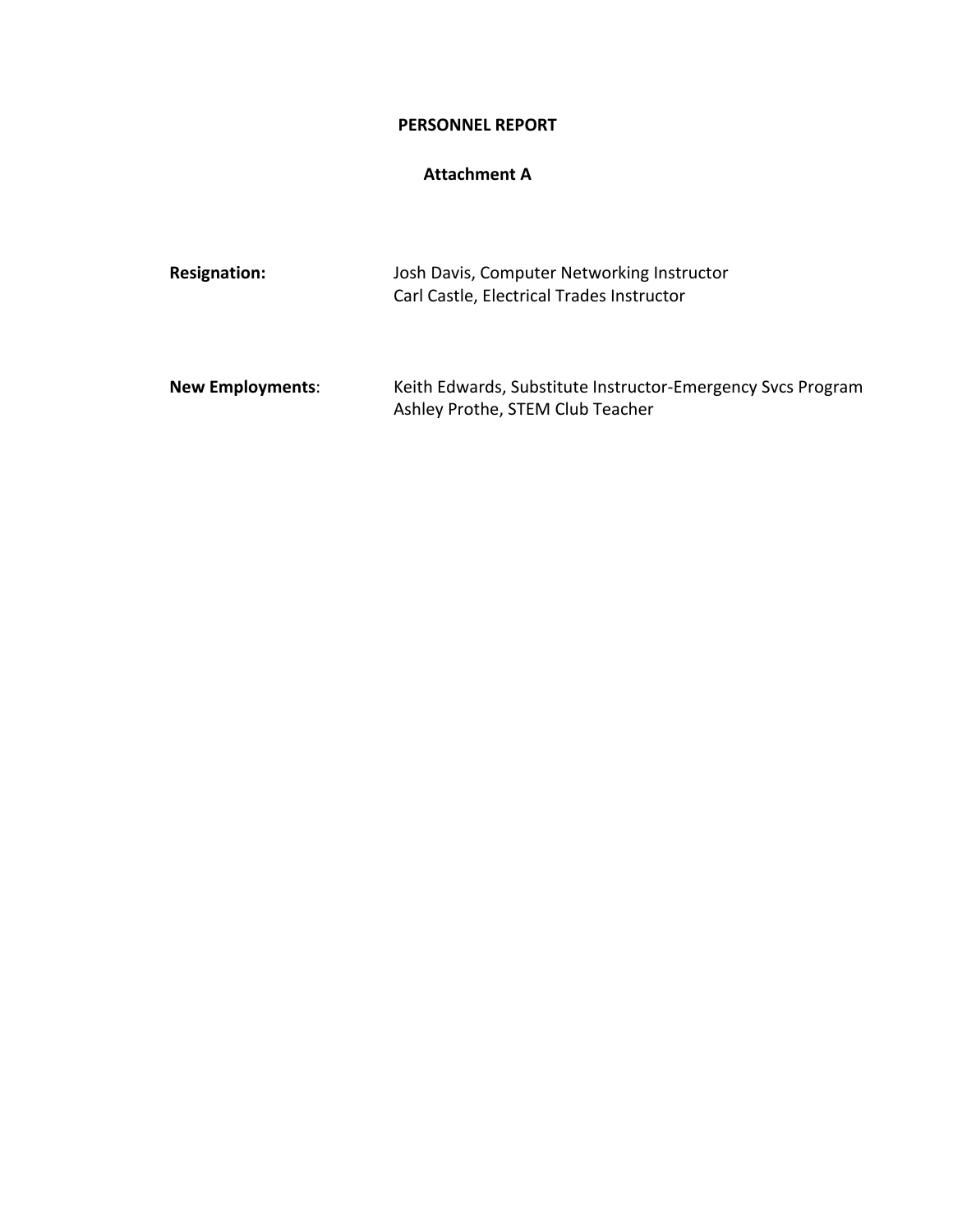**PERSONNEL REPORT**

**Attachment A**

| | |
|---|---|
| **Resignation:** | Josh Davis, Computer Networking Instructor<br>Carl Castle, Electrical Trades Instructor |
| **New Employments**: | Keith Edwards, Substitute Instructor-Emergency Svcs Program<br>Ashley Prothe, STEM Club Teacher |